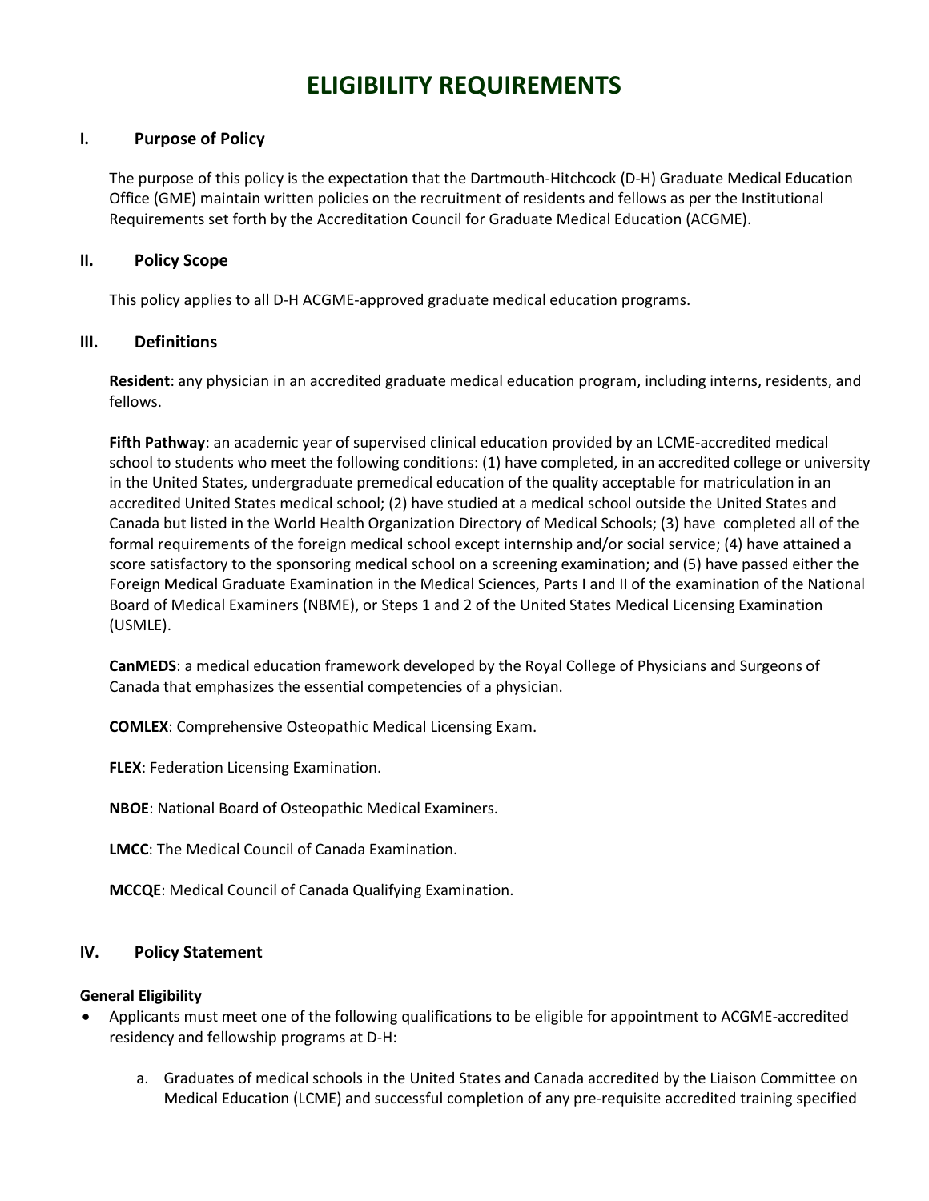# ELIGIBILITY REQUIREMENTS

## I. Purpose of Policy

The purpose of this policy is the expectation that the Dartmouth-Hitchcock (D-H) Graduate Medical Education Office (GME) maintain written policies on the recruitment of residents and fellows as per the Institutional Requirements set forth by the Accreditation Council for Graduate Medical Education (ACGME).

## II. Policy Scope

This policy applies to all D-H ACGME-approved graduate medical education programs.

## III. Definitions

**Resident**: any physician in an accredited graduate medical education program, including interns, residents, and fellows.

**Fifth Pathway**: an academic year of supervised clinical education provided by an LCME-accredited medical school to students who meet the following conditions: (1) have completed, in an accredited college or university in the United States, undergraduate premedical education of the quality acceptable for matriculation in an accredited United States medical school; (2) have studied at a medical school outside the United States and Canada but listed in the World Health Organization Directory of Medical Schools; (3) have completed all of the formal requirements of the foreign medical school except internship and/or social service; (4) have attained a score satisfactory to the sponsoring medical school on a screening examination; and (5) have passed either the Foreign Medical Graduate Examination in the Medical Sciences, Parts I and II of the examination of the National Board of Medical Examiners (NBME), or Steps 1 and 2 of the United States Medical Licensing Examination (USMLE).

**CanMEDS**: a medical education framework developed by the Royal College of Physicians and Surgeons of Canada that emphasizes the essential competencies of a physician.

**COMLEX**: Comprehensive Osteopathic Medical Licensing Exam.

**FLEX**: Federation Licensing Examination.

**NBOE**: National Board of Osteopathic Medical Examiners.

**LMCC**: The Medical Council of Canada Examination.

**MCCQE**: Medical Council of Canada Qualifying Examination.

## IV. Policy Statement

**General Eligibility**

- Applicants must meet one of the following qualifications to be eligible for appointment to ACGME-accredited residency and fellowship programs at D-H:

   a. Graduates of medical schools in the United States and Canada accredited by the Liaison Committee on Medical Education (LCME) and successful completion of any pre-requisite accredited training specified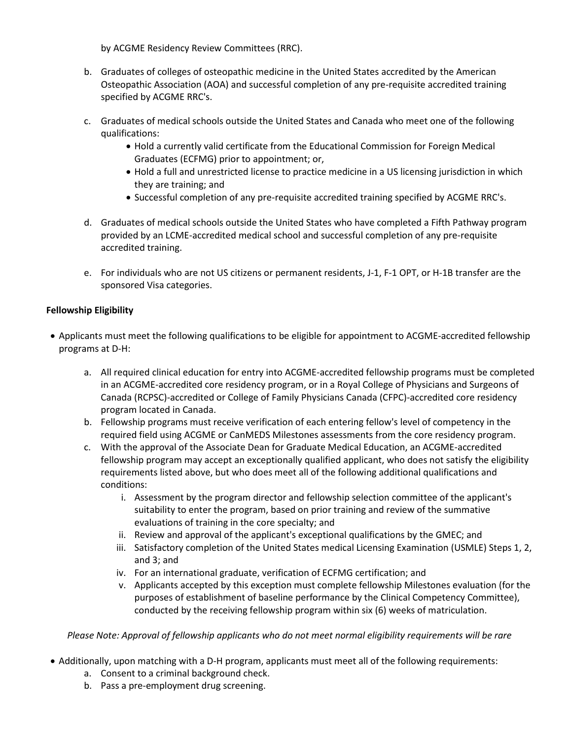by ACGME Residency Review Committees (RRC).

b. Graduates of colleges of osteopathic medicine in the United States accredited by the American Osteopathic Association (AOA) and successful completion of any pre-requisite accredited training specified by ACGME RRC's.

c. Graduates of medical schools outside the United States and Canada who meet one of the following qualifications:
    - Hold a currently valid certificate from the Educational Commission for Foreign Medical Graduates (ECFMG) prior to appointment; or,
    - Hold a full and unrestricted license to practice medicine in a US licensing jurisdiction in which they are training; and
    - Successful completion of any pre-requisite accredited training specified by ACGME RRC's.

d. Graduates of medical schools outside the United States who have completed a Fifth Pathway program provided by an LCME-accredited medical school and successful completion of any pre-requisite accredited training.

e. For individuals who are not US citizens or permanent residents, J-1, F-1 OPT, or H-1B transfer are the sponsored Visa categories.

**Fellowship Eligibility**

- Applicants must meet the following qualifications to be eligible for appointment to ACGME-accredited fellowship programs at D-H:

    a. All required clinical education for entry into ACGME-accredited fellowship programs must be completed in an ACGME-accredited core residency program, or in a Royal College of Physicians and Surgeons of Canada (RCPSC)-accredited or College of Family Physicians Canada (CFPC)-accredited core residency program located in Canada.
    b. Fellowship programs must receive verification of each entering fellow's level of competency in the required field using ACGME or CanMEDS Milestones assessments from the core residency program.
    c. With the approval of the Associate Dean for Graduate Medical Education, an ACGME-accredited fellowship program may accept an exceptionally qualified applicant, who does not satisfy the eligibility requirements listed above, but who does meet all of the following additional qualifications and conditions:
        i. Assessment by the program director and fellowship selection committee of the applicant's suitability to enter the program, based on prior training and review of the summative evaluations of training in the core specialty; and
        ii. Review and approval of the applicant's exceptional qualifications by the GMEC; and
        iii. Satisfactory completion of the United States medical Licensing Examination (USMLE) Steps 1, 2, and 3; and
        iv. For an international graduate, verification of ECFMG certification; and
        v. Applicants accepted by this exception must complete fellowship Milestones evaluation (for the purposes of establishment of baseline performance by the Clinical Competency Committee), conducted by the receiving fellowship program within six (6) weeks of matriculation.

*Please Note: Approval of fellowship applicants who do not meet normal eligibility requirements will be rare*

- Additionally, upon matching with a D-H program, applicants must meet all of the following requirements:
    a. Consent to a criminal background check.
    b. Pass a pre-employment drug screening.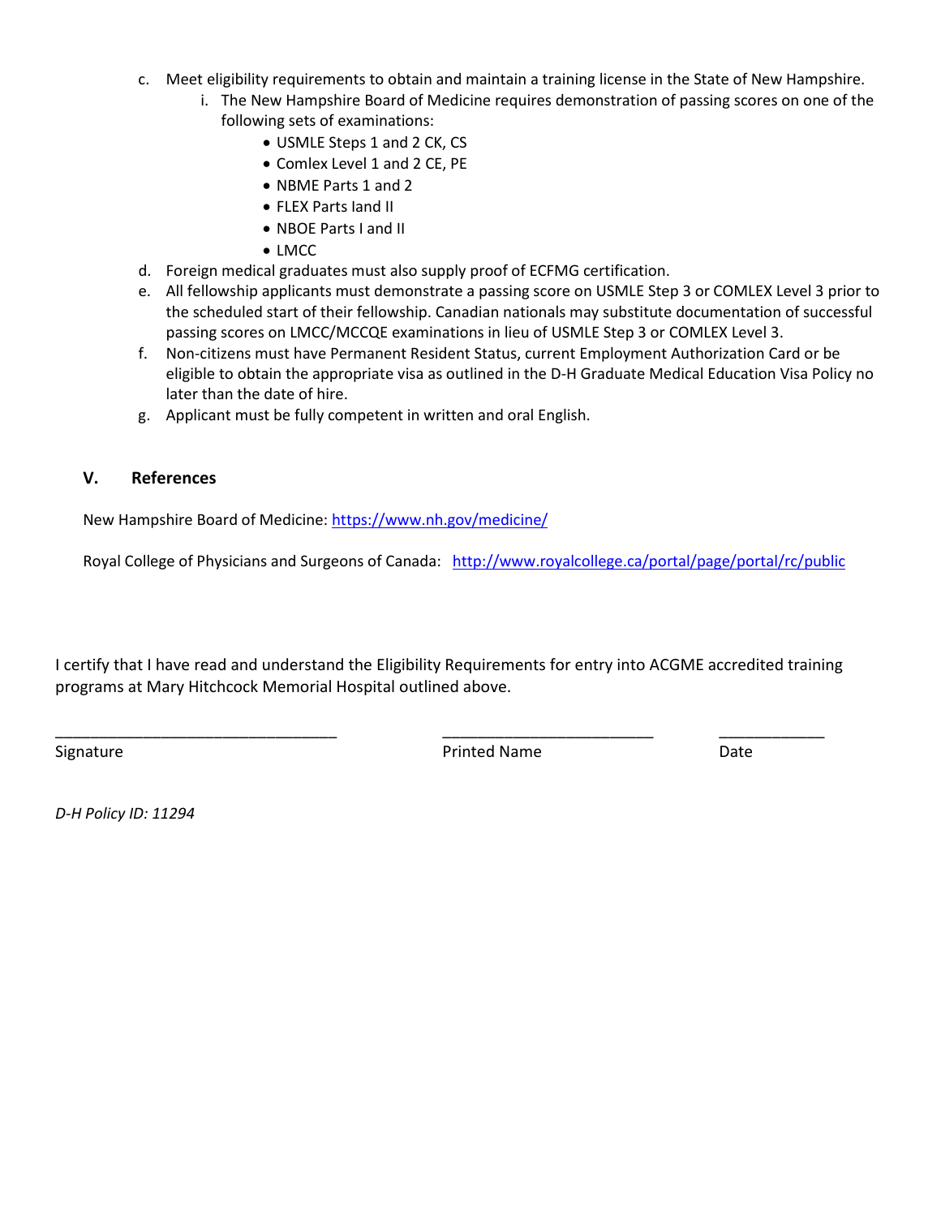c. Meet eligibility requirements to obtain and maintain a training license in the State of New Hampshire.
   i. The New Hampshire Board of Medicine requires demonstration of passing scores on one of the following sets of examinations:
      - USMLE Steps 1 and 2 CK, CS
      - Comlex Level 1 and 2 CE, PE
      - NBME Parts 1 and 2
      - FLEX Parts Iand II
      - NBOE Parts I and II
      - LMCC

d. Foreign medical graduates must also supply proof of ECFMG certification.

e. All fellowship applicants must demonstrate a passing score on USMLE Step 3 or COMLEX Level 3 prior to the scheduled start of their fellowship. Canadian nationals may substitute documentation of successful passing scores on LMCC/MCCQE examinations in lieu of USMLE Step 3 or COMLEX Level 3.

f. Non-citizens must have Permanent Resident Status, current Employment Authorization Card or be eligible to obtain the appropriate visa as outlined in the D-H Graduate Medical Education Visa Policy no later than the date of hire.

g. Applicant must be fully competent in written and oral English.

## V. References

New Hampshire Board of Medicine: https://www.nh.gov/medicine/

Royal College of Physicians and Surgeons of Canada: http://www.royalcollege.ca/portal/page/portal/rc/public

I certify that I have read and understand the Eligibility Requirements for entry into ACGME accredited training programs at Mary Hitchcock Memorial Hospital outlined above.

________________________________ ________________________ ____________

Signature Printed Name Date

*D-H Policy ID: 11294*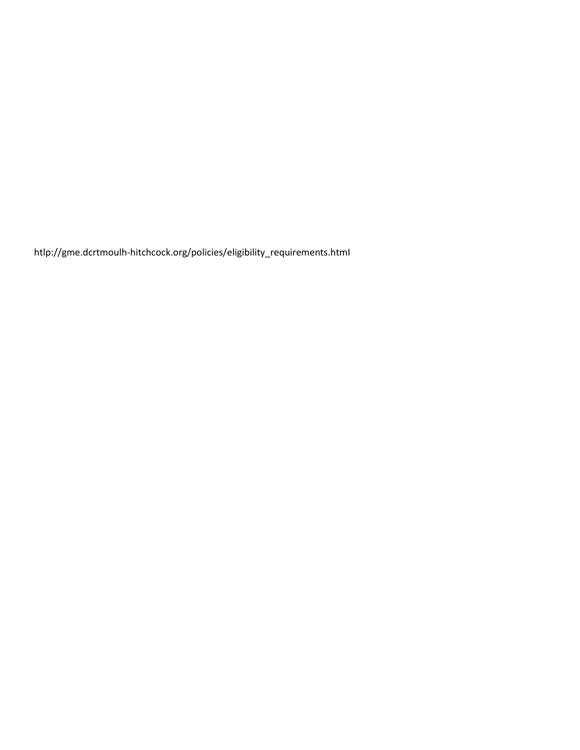htlp://gme.dcrtmoulh-hitchcock.org/policies/eligibility_requirements.htmI